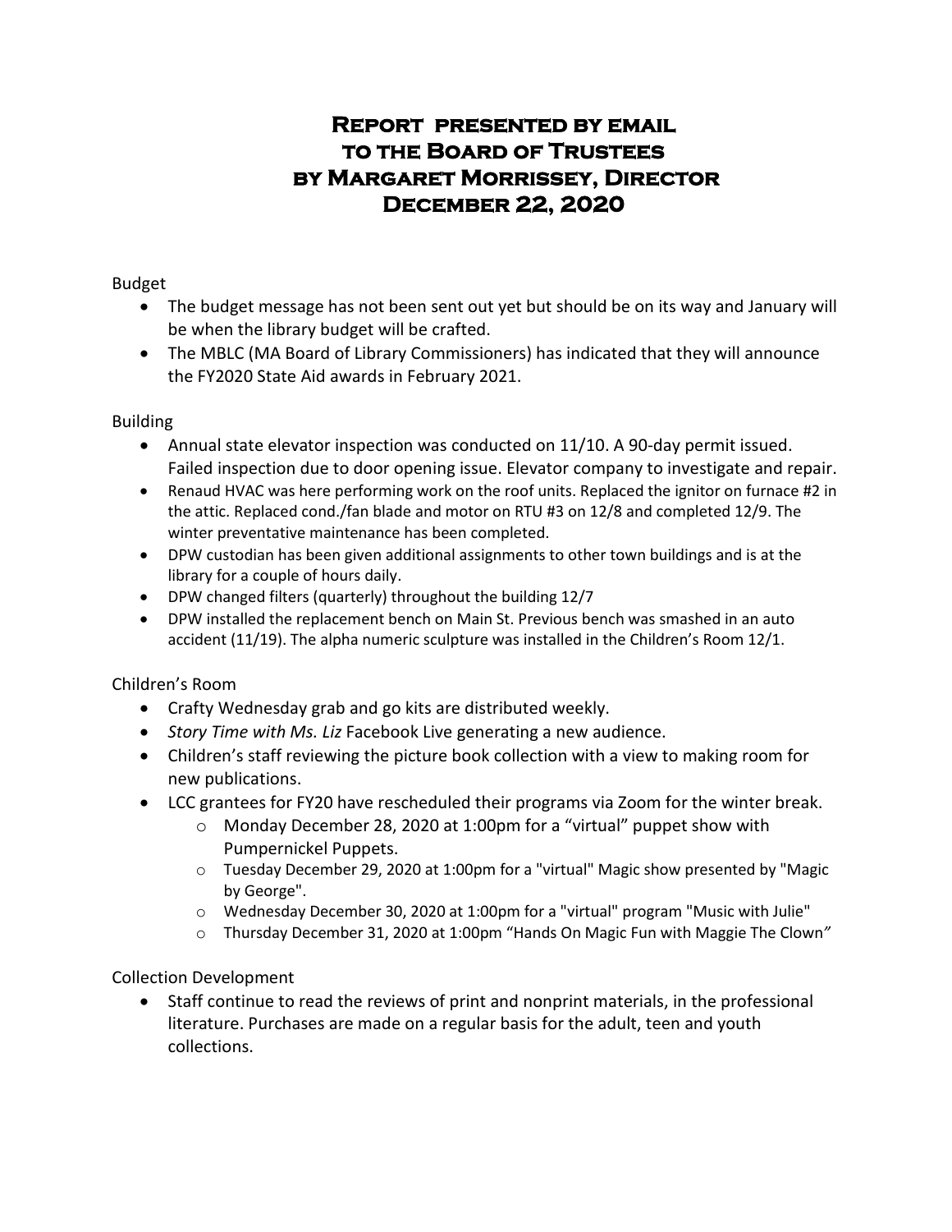# Report presented by email to the Board of Trustees by Margaret Morrissey, Director December 22, 2020

Budget

- The budget message has not been sent out yet but should be on its way and January will be when the library budget will be crafted.
- The MBLC (MA Board of Library Commissioners) has indicated that they will announce the FY2020 State Aid awards in February 2021.

Building

- Annual state elevator inspection was conducted on 11/10. A 90-day permit issued. Failed inspection due to door opening issue. Elevator company to investigate and repair.
- Renaud HVAC was here performing work on the roof units. Replaced the ignitor on furnace #2 in the attic. Replaced cond./fan blade and motor on RTU #3 on 12/8 and completed 12/9. The winter preventative maintenance has been completed.
- DPW custodian has been given additional assignments to other town buildings and is at the library for a couple of hours daily.
- DPW changed filters (quarterly) throughout the building 12/7
- DPW installed the replacement bench on Main St. Previous bench was smashed in an auto accident (11/19). The alpha numeric sculpture was installed in the Children's Room 12/1.

Children's Room

- Crafty Wednesday grab and go kits are distributed weekly.
- *Story Time with Ms. Liz* Facebook Live generating a new audience.
- Children's staff reviewing the picture book collection with a view to making room for new publications.
- LCC grantees for FY20 have rescheduled their programs via Zoom for the winter break.
  - Monday December 28, 2020 at 1:00pm for a "virtual" puppet show with Pumpernickel Puppets.
  - Tuesday December 29, 2020 at 1:00pm for a "virtual" Magic show presented by "Magic by George".
  - Wednesday December 30, 2020 at 1:00pm for a "virtual" program "Music with Julie"
  - Thursday December 31, 2020 at 1:00pm "Hands On Magic Fun with Maggie The Clown"

Collection Development

- Staff continue to read the reviews of print and nonprint materials, in the professional literature. Purchases are made on a regular basis for the adult, teen and youth collections.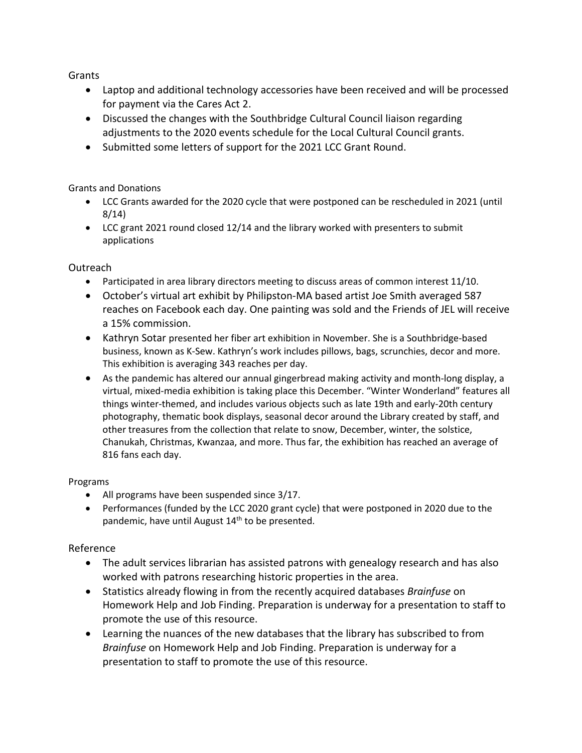## Grants

- Laptop and additional technology accessories have been received and will be processed for payment via the Cares Act 2.
- Discussed the changes with the Southbridge Cultural Council liaison regarding adjustments to the 2020 events schedule for the Local Cultural Council grants.
- Submitted some letters of support for the 2021 LCC Grant Round.

## Grants and Donations

- LCC Grants awarded for the 2020 cycle that were postponed can be rescheduled in 2021 (until 8/14)
- LCC grant 2021 round closed 12/14 and the library worked with presenters to submit applications

## Outreach

- Participated in area library directors meeting to discuss areas of common interest 11/10.
- October's virtual art exhibit by Philipston-MA based artist Joe Smith averaged 587 reaches on Facebook each day. One painting was sold and the Friends of JEL will receive a 15% commission.
- Kathryn Sotar presented her fiber art exhibition in November. She is a Southbridge-based business, known as K-Sew. Kathryn's work includes pillows, bags, scrunchies, decor and more. This exhibition is averaging 343 reaches per day.
- As the pandemic has altered our annual gingerbread making activity and month-long display, a virtual, mixed-media exhibition is taking place this December. "Winter Wonderland" features all things winter-themed, and includes various objects such as late 19th and early-20th century photography, thematic book displays, seasonal decor around the Library created by staff, and other treasures from the collection that relate to snow, December, winter, the solstice, Chanukah, Christmas, Kwanzaa, and more. Thus far, the exhibition has reached an average of 816 fans each day.

## Programs

- All programs have been suspended since 3/17.
- Performances (funded by the LCC 2020 grant cycle) that were postponed in 2020 due to the pandemic, have until August 14th to be presented.

## Reference

- The adult services librarian has assisted patrons with genealogy research and has also worked with patrons researching historic properties in the area.
- Statistics already flowing in from the recently acquired databases *Brainfuse* on Homework Help and Job Finding. Preparation is underway for a presentation to staff to promote the use of this resource.
- Learning the nuances of the new databases that the library has subscribed to from *Brainfuse* on Homework Help and Job Finding. Preparation is underway for a presentation to staff to promote the use of this resource.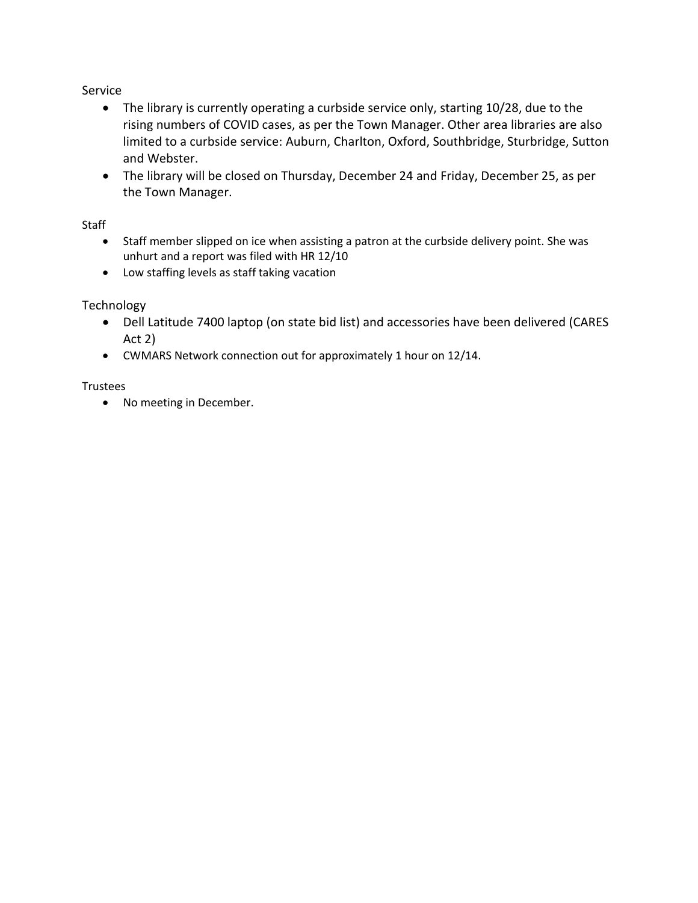Service

- The library is currently operating a curbside service only, starting 10/28, due to the rising numbers of COVID cases, as per the Town Manager. Other area libraries are also limited to a curbside service: Auburn, Charlton, Oxford, Southbridge, Sturbridge, Sutton and Webster.
- The library will be closed on Thursday, December 24 and Friday, December 25, as per the Town Manager.

Staff

- Staff member slipped on ice when assisting a patron at the curbside delivery point. She was unhurt and a report was filed with HR 12/10
- Low staffing levels as staff taking vacation

Technology

- Dell Latitude 7400 laptop (on state bid list) and accessories have been delivered (CARES Act 2)
- CWMARS Network connection out for approximately 1 hour on 12/14.

Trustees

- No meeting in December.